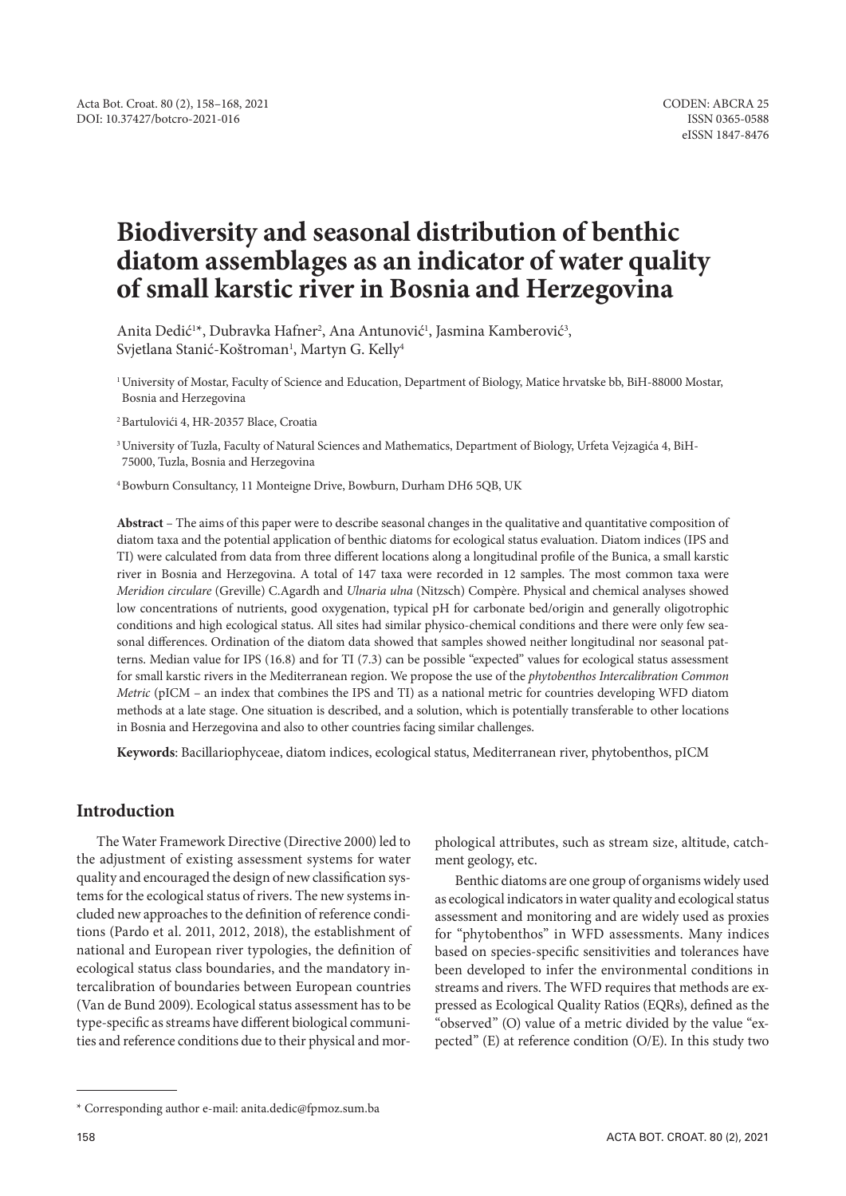# Biodiversity and seasonal distribution of benthic diatom assemblages as an indicator of water quality of small karstic river in Bosnia and Herzegovina

Anita Dedić[1]*, Dubravka Hafner[2], Ana Antunović[1], Jasmina Kamberović[3], Svjetlana Stanić-Koštroman[1], Martyn G. Kelly[4]

[1] University of Mostar, Faculty of Science and Education, Department of Biology, Matice hrvatske bb, BiH-88000 Mostar, Bosnia and Herzegovina

[2] Bartulovići 4, HR-20357 Blace, Croatia

[3] University of Tuzla, Faculty of Natural Sciences and Mathematics, Department of Biology, Urfeta Vejzagića 4, BiH-75000, Tuzla, Bosnia and Herzegovina

[4] Bowburn Consultancy, 11 Monteigne Drive, Bowburn, Durham DH6 5QB, UK

**Abstract** – The aims of this paper were to describe seasonal changes in the qualitative and quantitative composition of diatom taxa and the potential application of benthic diatoms for ecological status evaluation. Diatom indices (IPS and TI) were calculated from data from three different locations along a longitudinal profile of the Bunica, a small karstic river in Bosnia and Herzegovina. A total of 147 taxa were recorded in 12 samples. The most common taxa were *Meridion circulare* (Greville) C.Agardh and *Ulnaria ulna* (Nitzsch) Compère. Physical and chemical analyses showed low concentrations of nutrients, good oxygenation, typical pH for carbonate bed/origin and generally oligotrophic conditions and high ecological status. All sites had similar physico-chemical conditions and there were only few seasonal differences. Ordination of the diatom data showed that samples showed neither longitudinal nor seasonal patterns. Median value for IPS (16.8) and for TI (7.3) can be possible "expected" values for ecological status assessment for small karstic rivers in the Mediterranean region. We propose the use of the *phytobenthos Intercalibration Common Metric* (pICM – an index that combines the IPS and TI) as a national metric for countries developing WFD diatom methods at a late stage. One situation is described, and a solution, which is potentially transferable to other locations in Bosnia and Herzegovina and also to other countries facing similar challenges.

**Keywords**: Bacillariophyceae, diatom indices, ecological status, Mediterranean river, phytobenthos, pICM

## Introduction

The Water Framework Directive (Directive 2000) led to the adjustment of existing assessment systems for water quality and encouraged the design of new classification systems for the ecological status of rivers. The new systems included new approaches to the definition of reference conditions (Pardo et al. 2011, 2012, 2018), the establishment of national and European river typologies, the definition of ecological status class boundaries, and the mandatory intercalibration of boundaries between European countries (Van de Bund 2009). Ecological status assessment has to be type-specific as streams have different biological communities and reference conditions due to their physical and morphological attributes, such as stream size, altitude, catchment geology, etc.

Benthic diatoms are one group of organisms widely used as ecological indicators in water quality and ecological status assessment and monitoring and are widely used as proxies for "phytobenthos" in WFD assessments. Many indices based on species-specific sensitivities and tolerances have been developed to infer the environmental conditions in streams and rivers. The WFD requires that methods are expressed as Ecological Quality Ratios (EQRs), defined as the "observed" (O) value of a metric divided by the value "expected" (E) at reference condition (O/E). In this study two

* Corresponding author e-mail: anita.dedic@fpmoz.sum.ba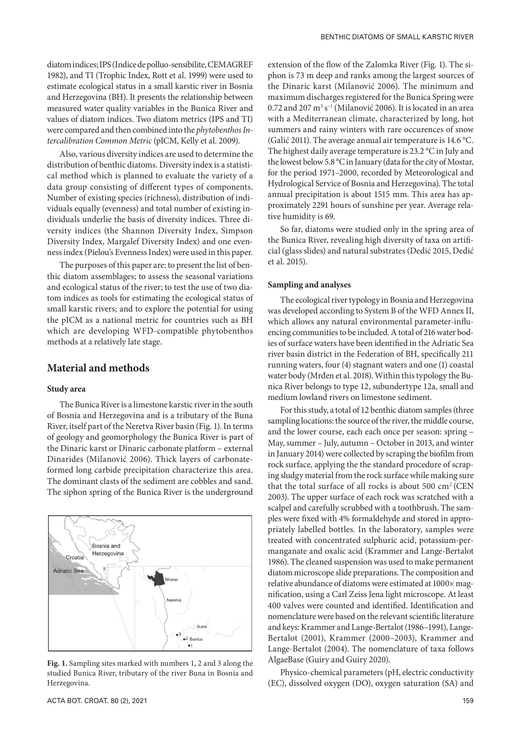diatom indices; IPS (Indice de polluo-sensibilite, CEMAGREF 1982), and TI (Trophic Index, Rott et al. 1999) were used to estimate ecological status in a small karstic river in Bosnia and Herzegovina (BH). It presents the relationship between measured water quality variables in the Bunica River and values of diatom indices. Two diatom metrics (IPS and TI) were compared and then combined into the *phytobenthos Intercalibration Common Metric* (pICM, Kelly et al. 2009).

Also, various diversity indices are used to determine the distribution of benthic diatoms. Diversity index is a statistical method which is planned to evaluate the variety of a data group consisting of different types of components. Number of existing species (richness), distribution of individuals equally (evenness) and total number of existing individuals underlie the basis of diversity indices. Three diversity indices (the Shannon Diversity Index, Simpson Diversity Index, Margalef Diversity Index) and one evenness index (Pielou's Evenness Index) were used in this paper.

The purposes of this paper are: to present the list of benthic diatom assemblages; to assess the seasonal variations and ecological status of the river; to test the use of two diatom indices as tools for estimating the ecological status of small karstic rivers; and to explore the potential for using the pICM as a national metric for countries such as BH which are developing WFD-compatible phytobenthos methods at a relatively late stage.

## Material and methods

### Study area

The Bunica River is a limestone karstic river in the south of Bosnia and Herzegovina and is a tributary of the Buna River, itself part of the Neretva River basin (Fig. 1). In terms of geology and geomorphology the Bunica River is part of the Dinaric karst or Dinaric carbonate platform – external Dinarides (Milanović 2006). Thick layers of carbonate-formed long carbide precipitation characterize this area. The dominant clasts of the sediment are cobbles and sand. The siphon spring of the Bunica River is the underground extension of the flow of the Zalomka River (Fig. 1). The siphon is 73 m deep and ranks among the largest sources of the Dinaric karst (Milanović 2006). The minimum and maximum discharges registered for the Bunica Spring were 0.72 and 207 $m^3 s^{-1}$ (Milanović 2006). It is located in an area with a Mediterranean climate, characterized by long, hot summers and rainy winters with rare occurences of snow (Galić 2011). The average annual air temperature is 14.6 °C. The highest daily average temperature is 23.2 °C in July and the lowest below 5.8 °C in January (data for the city of Mostar, for the period 1971–2000, recorded by Meteorological and Hydrological Service of Bosnia and Herzegovina). The total annual precipitation is about 1515 mm. This area has approximately 2291 hours of sunshine per year. Average relative humidity is 69.

**Fig. 1.** Sampling sites marked with numbers 1, 2 and 3 along the studied Bunica River, tributary of the river Buna in Bosnia and Herzegovina.

So far, diatoms were studied only in the spring area of the Bunica River, revealing high diversity of taxa on artificial (glass slides) and natural substrates (Dedić 2015, Dedić et al. 2015).

### Sampling and analyses

The ecological river typology in Bosnia and Herzegovina was developed according to System B of the WFD Annex II, which allows any natural environmental parameter-influencing communities to be included. A total of 216 water bodies of surface waters have been identified in the Adriatic Sea river basin district in the Federation of BH, specifically 211 running waters, four (4) stagnant waters and one (1) coastal water body (Mrđen et al. 2018). Within this typology the Bunica River belongs to type 12, subundertype 12a, small and medium lowland rivers on limestone sediment.

For this study, a total of 12 benthic diatom samples (three sampling locations: the source of the river, the middle course, and the lower course, each each once per season: spring – May, summer – July, autumn – October in 2013, and winter in January 2014) were collected by scraping the biofilm from rock surface, applying the the standard procedure of scraping sludgy material from the rock surface while making sure that the total surface of all rocks is about 500 $cm^2$ (CEN 2003). The upper surface of each rock was scratched with a scalpel and carefully scrubbed with a toothbrush. The samples were fixed with 4% formaldehyde and stored in appropriately labelled bottles. In the laboratory, samples were treated with concentrated sulphuric acid, potassium-permanganate and oxalic acid (Krammer and Lange-Bertalot 1986). The cleaned suspension was used to make permanent diatom microscope slide preparations. The composition and relative abundance of diatoms were estimated at 1000× magnification, using a Carl Zeiss Jena light microscope. At least 400 valves were counted and identified. Identification and nomenclature were based on the relevant scientific literature and keys: Krammer and Lange-Bertalot (1986–1991), Lange-Bertalot (2001), Krammer (2000–2003), Krammer and Lange-Bertalot (2004). The nomenclature of taxa follows AlgaeBase (Guiry and Guiry 2020).

Physico-chemical parameters (pH, electric conductivity (EC), dissolved oxygen (DO), oxygen saturation (SA) and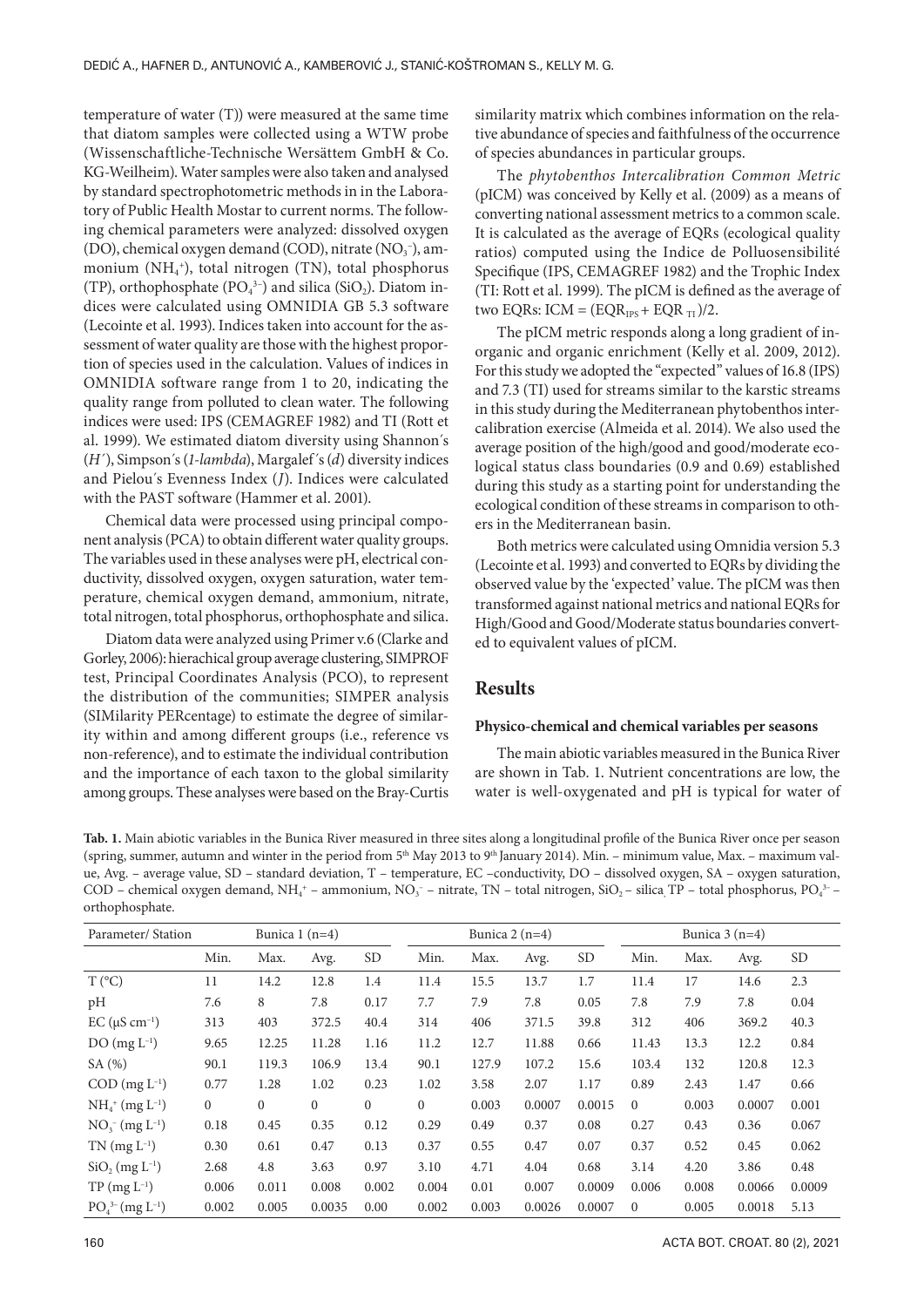temperature of water (T)) were measured at the same time that diatom samples were collected using a WTW probe (Wissenschaftliche-Technische Wersättem GmbH & Co. KG-Weilheim). Water samples were also taken and analysed by standard spectrophotometric methods in in the Laboratory of Public Health Mostar to current norms. The following chemical parameters were analyzed: dissolved oxygen (DO), chemical oxygen demand (COD), nitrate ($NO_3^-$), ammonium ($NH_4^+$), total nitrogen (TN), total phosphorus (TP), orthophosphate ($PO_4^{3-}$) and silica ($SiO_2$). Diatom indices were calculated using OMNIDIA GB 5.3 software (Lecointe et al. 1993). Indices taken into account for the assessment of water quality are those with the highest proportion of species used in the calculation. Values of indices in OMNIDIA software range from 1 to 20, indicating the quality range from polluted to clean water. The following indices were used: IPS (CEMAGREF 1982) and TI (Rott et al. 1999). We estimated diatom diversity using Shannon´s (*H´*), Simpson´s (*1-lambda*), Margalef´s (*d*) diversity indices and Pielou´s Evenness Index (*J*). Indices were calculated with the PAST software (Hammer et al. 2001).

Chemical data were processed using principal component analysis (PCA) to obtain different water quality groups. The variables used in these analyses were pH, electrical conductivity, dissolved oxygen, oxygen saturation, water temperature, chemical oxygen demand, ammonium, nitrate, total nitrogen, total phosphorus, orthophosphate and silica.

Diatom data were analyzed using Primer v.6 (Clarke and Gorley, 2006): hierachical group average clustering, SIMPROF test, Principal Coordinates Analysis (PCO), to represent the distribution of the communities; SIMPER analysis (SIMilarity PERcentage) to estimate the degree of similarity within and among different groups (i.e., reference vs non-reference), and to estimate the individual contribution and the importance of each taxon to the global similarity among groups. These analyses were based on the Bray-Curtis similarity matrix which combines information on the relative abundance of species and faithfulness of the occurrence of species abundances in particular groups.

The *phytobenthos Intercalibration Common Metric* (pICM) was conceived by Kelly et al. (2009) as a means of converting national assessment metrics to a common scale. It is calculated as the average of EQRs (ecological quality ratios) computed using the Indice de Polluosensibilité Specifique (IPS, CEMAGREF 1982) and the Trophic Index (TI: Rott et al. 1999). The pICM is defined as the average of two EQRs: $ICM = (EQR_{IPS} + EQR_{TI})/2$.

The pICM metric responds along a long gradient of inorganic and organic enrichment (Kelly et al. 2009, 2012). For this study we adopted the "expected" values of 16.8 (IPS) and 7.3 (TI) used for streams similar to the karstic streams in this study during the Mediterranean phytobenthos intercalibration exercise (Almeida et al. 2014). We also used the average position of the high/good and good/moderate ecological status class boundaries (0.9 and 0.69) established during this study as a starting point for understanding the ecological condition of these streams in comparison to others in the Mediterranean basin.

Both metrics were calculated using Omnidia version 5.3 (Lecointe et al. 1993) and converted to EQRs by dividing the observed value by the 'expected' value. The pICM was then transformed against national metrics and national EQRs for High/Good and Good/Moderate status boundaries converted to equivalent values of pICM.

## Results

### Physico-chemical and chemical variables per seasons

The main abiotic variables measured in the Bunica River are shown in Tab. 1. Nutrient concentrations are low, the water is well-oxygenated and pH is typical for water of

**Tab. 1.** Main abiotic variables in the Bunica River measured in three sites along a longitudinal profile of the Bunica River once per season (spring, summer, autumn and winter in the period from 5th May 2013 to 9th January 2014). Min. – minimum value, Max. – maximum value, Avg. – average value, SD – standard deviation, T – temperature, EC –conductivity, DO – dissolved oxygen, SA – oxygen saturation, COD – chemical oxygen demand, $NH_4^+$ – ammonium, $NO_3^-$ – nitrate, TN – total nitrogen, $SiO_2$ – silica, TP – total phosphorus, $PO_4^{3-}$ – orthophosphate.

| Parameter/ Station | Bunica 1 (n=4) | | | | Bunica 2 (n=4) | | | | Bunica 3 (n=4) | | | |
|---|---|---|---|---|---|---|---|---|---|---|---|---|
| | Min. | Max. | Avg. | SD | Min. | Max. | Avg. | SD | Min. | Max. | Avg. | SD |
| T (°C) | 11 | 14.2 | 12.8 | 1.4 | 11.4 | 15.5 | 13.7 | 1.7 | 11.4 | 17 | 14.6 | 2.3 |
| pH | 7.6 | 8 | 7.8 | 0.17 | 7.7 | 7.9 | 7.8 | 0.05 | 7.8 | 7.9 | 7.8 | 0.04 |
| EC (µS cm$^{-1}$) | 313 | 403 | 372.5 | 40.4 | 314 | 406 | 371.5 | 39.8 | 312 | 406 | 369.2 | 40.3 |
| DO (mg L$^{-1}$) | 9.65 | 12.25 | 11.28 | 1.16 | 11.2 | 12.7 | 11.88 | 0.66 | 11.43 | 13.3 | 12.2 | 0.84 |
| SA (%) | 90.1 | 119.3 | 106.9 | 13.4 | 90.1 | 127.9 | 107.2 | 15.6 | 103.4 | 132 | 120.8 | 12.3 |
| COD (mg L$^{-1}$) | 0.77 | 1.28 | 1.02 | 0.23 | 1.02 | 3.58 | 2.07 | 1.17 | 0.89 | 2.43 | 1.47 | 0.66 |
| $NH_4^+$ (mg L$^{-1}$) | 0 | 0 | 0 | 0 | 0 | 0.003 | 0.0007 | 0.0015 | 0 | 0.003 | 0.0007 | 0.001 |
| $NO_3^-$ (mg L$^{-1}$) | 0.18 | 0.45 | 0.35 | 0.12 | 0.29 | 0.49 | 0.37 | 0.08 | 0.27 | 0.43 | 0.36 | 0.067 |
| TN (mg L$^{-1}$) | 0.30 | 0.61 | 0.47 | 0.13 | 0.37 | 0.55 | 0.47 | 0.07 | 0.37 | 0.52 | 0.45 | 0.062 |
| $SiO_2$ (mg L$^{-1}$) | 2.68 | 4.8 | 3.63 | 0.97 | 3.10 | 4.71 | 4.04 | 0.68 | 3.14 | 4.20 | 3.86 | 0.48 |
| TP (mg L$^{-1}$) | 0.006 | 0.011 | 0.008 | 0.002 | 0.004 | 0.01 | 0.007 | 0.0009 | 0.006 | 0.008 | 0.0066 | 0.0009 |
| $PO_4^{3-}$ (mg L$^{-1}$) | 0.002 | 0.005 | 0.0035 | 0.00 | 0.002 | 0.003 | 0.0026 | 0.0007 | 0 | 0.005 | 0.0018 | 5.13 |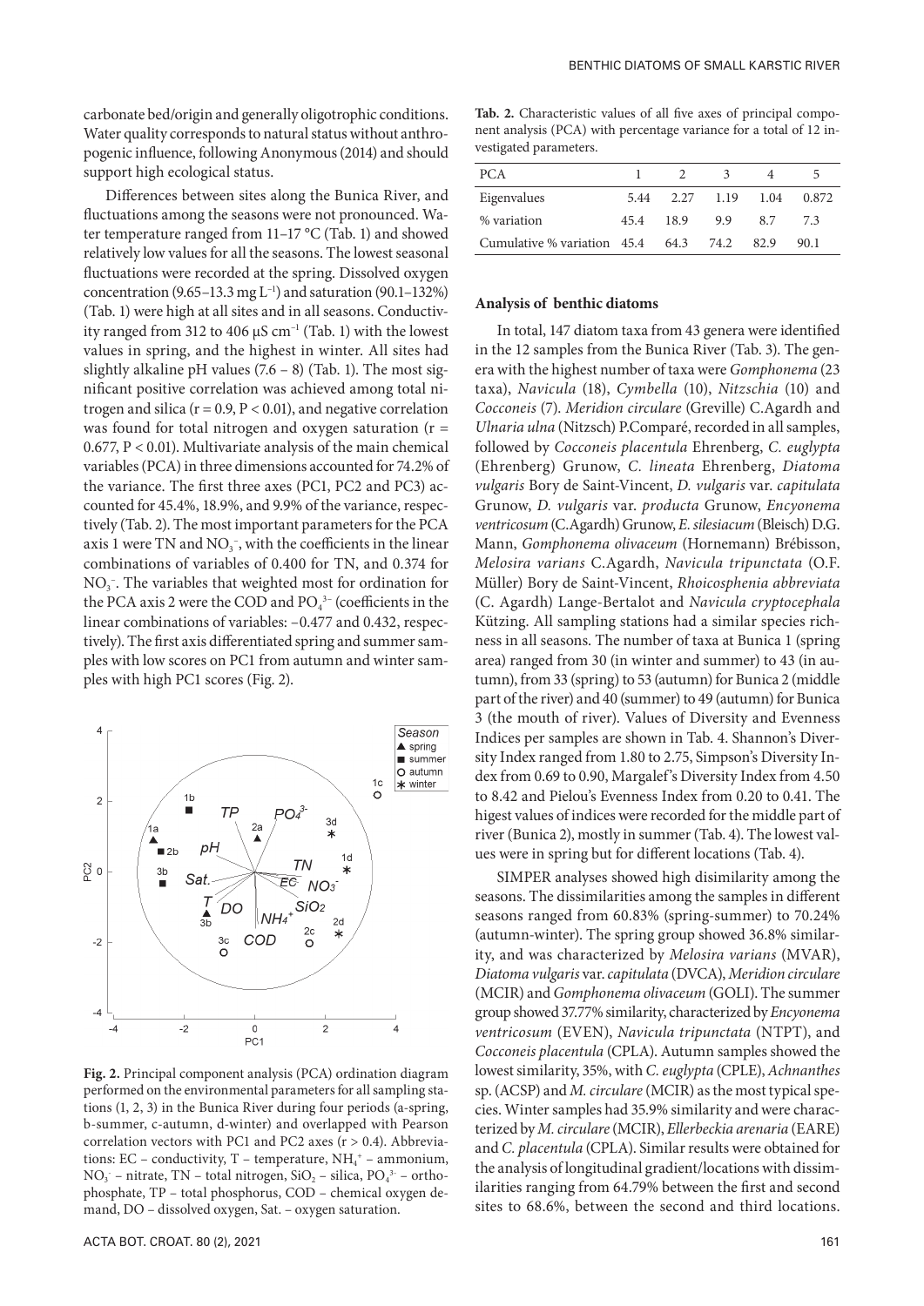carbonate bed/origin and generally oligotrophic conditions. Water quality corresponds to natural status without anthropogenic influence, following Anonymous (2014) and should support high ecological status.

Differences between sites along the Bunica River, and fluctuations among the seasons were not pronounced. Water temperature ranged from 11–17 °C (Tab. 1) and showed relatively low values for all the seasons. The lowest seasonal fluctuations were recorded at the spring. Dissolved oxygen concentration (9.65–13.3 mg $L^{-1}$) and saturation (90.1–132%) (Tab. 1) were high at all sites and in all seasons. Conductivity ranged from 312 to 406 µS $cm^{-1}$ (Tab. 1) with the lowest values in spring, and the highest in winter. All sites had slightly alkaline pH values (7.6 – 8) (Tab. 1). The most significant positive correlation was achieved among total nitrogen and silica ($r = 0.9$, $P < 0.01$), and negative correlation was found for total nitrogen and oxygen saturation ($r = 0.677$, $P < 0.01$). Multivariate analysis of the main chemical variables (PCA) in three dimensions accounted for 74.2% of the variance. The first three axes (PC1, PC2 and PC3) accounted for 45.4%, 18.9%, and 9.9% of the variance, respectively (Tab. 2). The most important parameters for the PCA axis 1 were TN and $NO_3^-$, with the coefficients in the linear combinations of variables of 0.400 for TN, and 0.374 for $NO_3^-$. The variables that weighted most for ordination for the PCA axis 2 were the COD and $PO_4^{3-}$ (coefficients in the linear combinations of variables: −0.477 and 0.432, respectively). The first axis differentiated spring and summer samples with low scores on PC1 from autumn and winter samples with high PC1 scores (Fig. 2).

**Fig. 2.** Principal component analysis (PCA) ordination diagram performed on the environmental parameters for all sampling stations (1, 2, 3) in the Bunica River during four periods (a-spring, b-summer, c-autumn, d-winter) and overlapped with Pearson correlation vectors with PC1 and PC2 axes ($r > 0.4$). Abbreviations: EC – conductivity, T – temperature, $NH_4^+$ – ammonium, $NO_3^-$ – nitrate, TN – total nitrogen, $SiO_2$ – silica, $PO_4^{3-}$ – orthophosphate, TP – total phosphorus, COD – chemical oxygen demand, DO – dissolved oxygen, Sat. – oxygen saturation.

**Tab. 2.** Characteristic values of all five axes of principal component analysis (PCA) with percentage variance for a total of 12 investigated parameters.

| PCA | 1 | 2 | 3 | 4 | 5 |
|---|---|---|---|---|---|
| Eigenvalues | 5.44 | 2.27 | 1.19 | 1.04 | 0.872 |
| % variation | 45.4 | 18.9 | 9.9 | 8.7 | 7.3 |
| Cumulative % variation | 45.4 | 64.3 | 74.2 | 82.9 | 90.1 |

### Analysis of benthic diatoms

In total, 147 diatom taxa from 43 genera were identified in the 12 samples from the Bunica River (Tab. 3). The genera with the highest number of taxa were *Gomphonema* (23 taxa), *Navicula* (18), *Cymbella* (10), *Nitzschia* (10) and *Cocconeis* (7). *Meridion circulare* (Greville) C.Agardh and *Ulnaria ulna* (Nitzsch) P.Comparé, recorded in all samples, followed by *Cocconeis placentula* Ehrenberg, *C. euglypta* (Ehrenberg) Grunow, *C. lineata* Ehrenberg, *Diatoma vulgaris* Bory de Saint-Vincent, *D. vulgaris* var. *capitulata* Grunow, *D. vulgaris* var. *producta* Grunow, *Encyonema ventricosum* (C.Agardh) Grunow, *E. silesiacum* (Bleisch) D.G. Mann, *Gomphonema olivaceum* (Hornemann) Brébisson, *Melosira varians* C.Agardh, *Navicula tripunctata* (O.F. Müller) Bory de Saint-Vincent, *Rhoicosphenia abbreviata* (C. Agardh) Lange-Bertalot and *Navicula cryptocephala* Kützing. All sampling stations had a similar species richness in all seasons. The number of taxa at Bunica 1 (spring area) ranged from 30 (in winter and summer) to 43 (in autumn), from 33 (spring) to 53 (autumn) for Bunica 2 (middle part of the river) and 40 (summer) to 49 (autumn) for Bunica 3 (the mouth of river). Values of Diversity and Evenness Indices per samples are shown in Tab. 4. Shannon's Diversity Index ranged from 1.80 to 2.75, Simpson's Diversity Index from 0.69 to 0.90, Margalef's Diversity Index from 4.50 to 8.42 and Pielou's Evenness Index from 0.20 to 0.41. The higest values of indices were recorded for the middle part of river (Bunica 2), mostly in summer (Tab. 4). The lowest values were in spring but for different locations (Tab. 4).

SIMPER analyses showed high disimilarity among the seasons. The dissimilarities among the samples in different seasons ranged from 60.83% (spring-summer) to 70.24% (autumn-winter). The spring group showed 36.8% similarity, and was characterized by *Melosira varians* (MVAR), *Diatoma vulgaris* var. *capitulata* (DVCA), *Meridion circulare* (MCIR) and *Gomphonema olivaceum* (GOLI). The summer group showed 37.77% similarity, characterized by *Encyonema ventricosum* (EVEN), *Navicula tripunctata* (NTPT), and *Cocconeis placentula* (CPLA). Autumn samples showed the lowest similarity, 35%, with *C. euglypta* (CPLE), *Achnanthes* sp. (ACSP) and *M. circulare* (MCIR) as the most typical species. Winter samples had 35.9% similarity and were characterized by *M. circulare* (MCIR), *Ellerbeckia arenaria* (EARE) and *C. placentula* (CPLA). Similar results were obtained for the analysis of longitudinal gradient/locations with dissimilarities ranging from 64.79% between the first and second sites to 68.6%, between the second and third locations.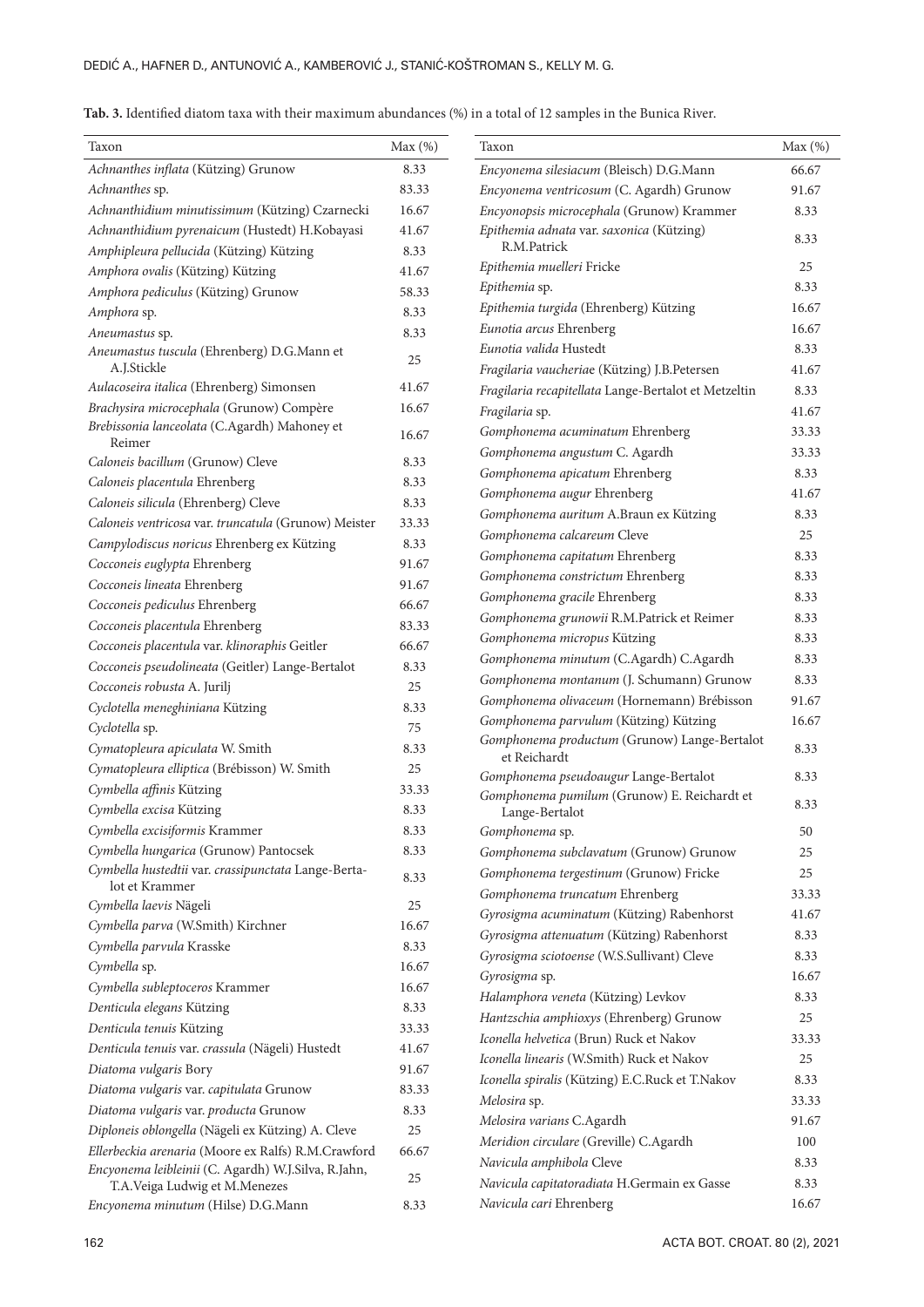**Tab. 3.** Identified diatom taxa with their maximum abundances (%) in a total of 12 samples in the Bunica River.

| Taxon | Max (%) |
|---|---|
| *Achnanthes inflata* (Kützing) Grunow | 8.33 |
| *Achnanthes* sp. | 83.33 |
| *Achnanthidium minutissimum* (Kützing) Czarnecki | 16.67 |
| *Achnanthidium pyrenaicum* (Hustedt) H.Kobayasi | 41.67 |
| *Amphipleura pellucida* (Kützing) Kützing | 8.33 |
| *Amphora ovalis* (Kützing) Kützing | 41.67 |
| *Amphora pediculus* (Kützing) Grunow | 58.33 |
| *Amphora* sp. | 8.33 |
| *Aneumastus* sp. | 8.33 |
| *Aneumastus tuscula* (Ehrenberg) D.G.Mann et A.J.Stickle | 25 |
| *Aulacoseira italica* (Ehrenberg) Simonsen | 41.67 |
| *Brachysira microcephala* (Grunow) Compère | 16.67 |
| *Brebissonia lanceolata* (C.Agardh) Mahoney et Reimer | 16.67 |
| *Caloneis bacillum* (Grunow) Cleve | 8.33 |
| *Caloneis placentula* Ehrenberg | 8.33 |
| *Caloneis silicula* (Ehrenberg) Cleve | 8.33 |
| *Caloneis ventricosa* var. *truncatula* (Grunow) Meister | 33.33 |
| *Campylodiscus noricus* Ehrenberg ex Kützing | 8.33 |
| *Cocconeis euglypta* Ehrenberg | 91.67 |
| *Cocconeis lineata* Ehrenberg | 91.67 |
| *Cocconeis pediculus* Ehrenberg | 66.67 |
| *Cocconeis placentula* Ehrenberg | 83.33 |
| *Cocconeis placentula* var. *klinoraphis* Geitler | 66.67 |
| *Cocconeis pseudolineata* (Geitler) Lange-Bertalot | 8.33 |
| *Cocconeis robusta* A. Jurilj | 25 |
| *Cyclotella meneghiniana* Kützing | 8.33 |
| *Cyclotella* sp. | 75 |
| *Cymatopleura apiculata* W. Smith | 8.33 |
| *Cymatopleura elliptica* (Brébisson) W. Smith | 25 |
| *Cymbella affinis* Kützing | 33.33 |
| *Cymbella excisa* Kützing | 8.33 |
| *Cymbella excisiformis* Krammer | 8.33 |
| *Cymbella hungarica* (Grunow) Pantocsek | 8.33 |
| *Cymbella hustedtii* var. *crassipunctata* Lange-Bertalot et Krammer | 8.33 |
| *Cymbella laevis* Nägeli | 25 |
| *Cymbella parva* (W.Smith) Kirchner | 16.67 |
| *Cymbella parvula* Krasske | 8.33 |
| *Cymbella* sp. | 16.67 |
| *Cymbella subleptoceros* Krammer | 16.67 |
| *Denticula elegans* Kützing | 8.33 |
| *Denticula tenuis* Kützing | 33.33 |
| *Denticula tenuis* var. *crassula* (Nägeli) Hustedt | 41.67 |
| *Diatoma vulgaris* Bory | 91.67 |
| *Diatoma vulgaris* var. *capitulata* Grunow | 83.33 |
| *Diatoma vulgaris* var. *producta* Grunow | 8.33 |
| *Diploneis oblongella* (Nägeli ex Kützing) A. Cleve | 25 |
| *Ellerbeckia arenaria* (Moore ex Ralfs) R.M.Crawford | 66.67 |
| *Encyonema leibleinii* (C. Agardh) W.J.Silva, R.Jahn, T.A.Veiga Ludwig et M.Menezes | 25 |
| *Encyonema minutum* (Hilse) D.G.Mann | 8.33 |
| *Encyonema silesiacum* (Bleisch) D.G.Mann | 66.67 |
| *Encyonema ventricosum* (C. Agardh) Grunow | 91.67 |
| *Encyonopsis microcephala* (Grunow) Krammer | 8.33 |
| *Epithemia adnata* var. *saxonica* (Kützing) R.M.Patrick | 8.33 |
| *Epithemia muelleri* Fricke | 25 |
| *Epithemia* sp. | 8.33 |
| *Epithemia turgida* (Ehrenberg) Kützing | 16.67 |
| *Eunotia arcus* Ehrenberg | 16.67 |
| *Eunotia valida* Hustedt | 8.33 |
| *Fragilaria vaucheriae* (Kützing) J.B.Petersen | 41.67 |
| *Fragilaria recapitellata* Lange-Bertalot et Metzeltin | 8.33 |
| *Fragilaria* sp. | 41.67 |
| *Gomphonema acuminatum* Ehrenberg | 33.33 |
| *Gomphonema angustum* C. Agardh | 33.33 |
| *Gomphonema apicatum* Ehrenberg | 8.33 |
| *Gomphonema augur* Ehrenberg | 41.67 |
| *Gomphonema auritum* A.Braun ex Kützing | 8.33 |
| *Gomphonema calcareum* Cleve | 25 |
| *Gomphonema capitatum* Ehrenberg | 8.33 |
| *Gomphonema constrictum* Ehrenberg | 8.33 |
| *Gomphonema gracile* Ehrenberg | 8.33 |
| *Gomphonema grunowii* R.M.Patrick et Reimer | 8.33 |
| *Gomphonema micropus* Kützing | 8.33 |
| *Gomphonema minutum* (C.Agardh) C.Agardh | 8.33 |
| *Gomphonema montanum* (J. Schumann) Grunow | 8.33 |
| *Gomphonema olivaceum* (Hornemann) Brébisson | 91.67 |
| *Gomphonema parvulum* (Kützing) Kützing | 16.67 |
| *Gomphonema productum* (Grunow) Lange-Bertalot et Reichardt | 8.33 |
| *Gomphonema pseudoaugur* Lange-Bertalot | 8.33 |
| *Gomphonema pumilum* (Grunow) E. Reichardt et Lange-Bertalot | 8.33 |
| *Gomphonema* sp. | 50 |
| *Gomphonema subclavatum* (Grunow) Grunow | 25 |
| *Gomphonema tergestinum* (Grunow) Fricke | 25 |
| *Gomphonema truncatum* Ehrenberg | 33.33 |
| *Gyrosigma acuminatum* (Kützing) Rabenhorst | 41.67 |
| *Gyrosigma attenuatum* (Kützing) Rabenhorst | 8.33 |
| *Gyrosigma sciotoense* (W.S.Sullivant) Cleve | 8.33 |
| *Gyrosigma* sp. | 16.67 |
| *Halamphora veneta* (Kützing) Levkov | 8.33 |
| *Hantzschia amphioxys* (Ehrenberg) Grunow | 25 |
| *Iconella helvetica* (Brun) Ruck et Nakov | 33.33 |
| *Iconella linearis* (W.Smith) Ruck et Nakov | 25 |
| *Iconella spiralis* (Kützing) E.C.Ruck et T.Nakov | 8.33 |
| *Melosira* sp. | 33.33 |
| *Melosira varians* C.Agardh | 91.67 |
| *Meridion circulare* (Greville) C.Agardh | 100 |
| *Navicula amphibola* Cleve | 8.33 |
| *Navicula capitatoradiata* H.Germain ex Gasse | 8.33 |
| *Navicula cari* Ehrenberg | 16.67 |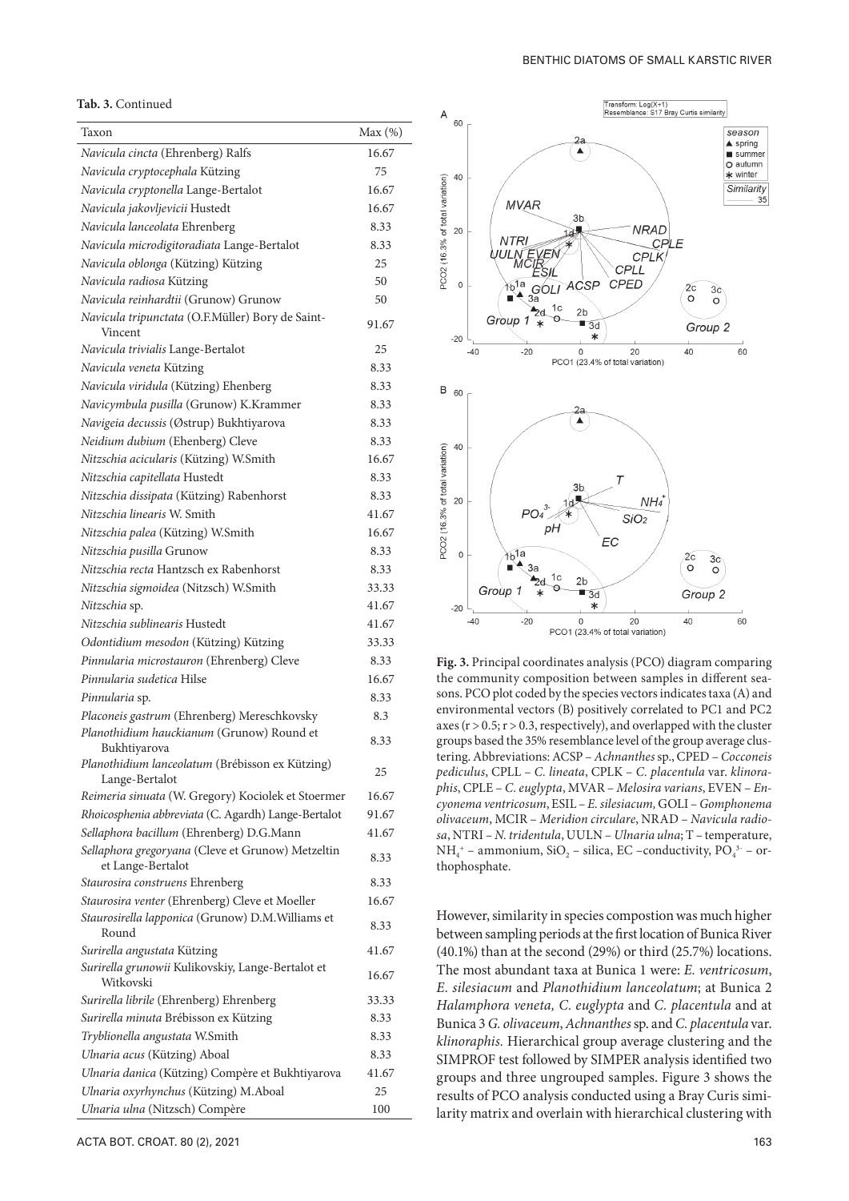**Tab. 3.** Continued

| Taxon | Max (%) |
|---|---|
| *Navicula cincta* (Ehrenberg) Ralfs | 16.67 |
| *Navicula cryptocephala* Kützing | 75 |
| *Navicula cryptonella* Lange-Bertalot | 16.67 |
| *Navicula jakovljevicii* Hustedt | 16.67 |
| *Navicula lanceolata* Ehrenberg | 8.33 |
| *Navicula microdigitoradiata* Lange-Bertalot | 8.33 |
| *Navicula oblonga* (Kützing) Kützing | 25 |
| *Navicula radiosa* Kützing | 50 |
| *Navicula reinhardtii* (Grunow) Grunow | 50 |
| *Navicula tripunctata* (O.F.Müller) Bory de Saint-Vincent | 91.67 |
| *Navicula trivialis* Lange-Bertalot | 25 |
| *Navicula veneta* Kützing | 8.33 |
| *Navicula viridula* (Kützing) Ehenberg | 8.33 |
| *Navicymbula pusilla* (Grunow) K.Krammer | 8.33 |
| *Navigeia decussis* (Østrup) Bukhtiyarova | 8.33 |
| *Neidium dubium* (Ehenberg) Cleve | 8.33 |
| *Nitzschia acicularis* (Kützing) W.Smith | 16.67 |
| *Nitzschia capitellata* Hustedt | 8.33 |
| *Nitzschia dissipata* (Kützing) Rabenhorst | 8.33 |
| *Nitzschia linearis* W. Smith | 41.67 |
| *Nitzschia palea* (Kützing) W.Smith | 16.67 |
| *Nitzschia pusilla* Grunow | 8.33 |
| *Nitzschia recta* Hantzsch ex Rabenhorst | 8.33 |
| *Nitzschia sigmoidea* (Nitzsch) W.Smith | 33.33 |
| *Nitzschia* sp. | 41.67 |
| *Nitzschia sublinearis* Hustedt | 41.67 |
| *Odontidium mesodon* (Kützing) Kützing | 33.33 |
| *Pinnularia microstauron* (Ehrenberg) Cleve | 8.33 |
| *Pinnularia sudetica* Hilse | 16.67 |
| *Pinnularia* sp. | 8.33 |
| *Placoneis gastrum* (Ehrenberg) Mereschkovsky | 8.3 |
| *Planothidium hauckianum* (Grunow) Round et Bukhtiyarova | 8.33 |
| *Planothidium lanceolatum* (Brébisson ex Kützing) Lange-Bertalot | 25 |
| *Reimeria sinuata* (W. Gregory) Kociolek et Stoermer | 16.67 |
| *Rhoicosphenia abbreviata* (C. Agardh) Lange-Bertalot | 91.67 |
| *Sellaphora bacillum* (Ehrenberg) D.G.Mann | 41.67 |
| *Sellaphora gregoryana* (Cleve et Grunow) Metzeltin et Lange-Bertalot | 8.33 |
| *Staurosira construens* Ehrenberg | 8.33 |
| *Staurosira venter* (Ehrenberg) Cleve et Moeller | 16.67 |
| *Staurosirella lapponica* (Grunow) D.M.Williams et Round | 8.33 |
| *Surirella angustata* Kützing | 41.67 |
| *Surirella grunowii* Kulikovskiy, Lange-Bertalot et Witkovski | 16.67 |
| *Surirella librile* (Ehrenberg) Ehrenberg | 33.33 |
| *Surirella minuta* Brébisson ex Kützing | 8.33 |
| *Tryblionella angustata* W.Smith | 8.33 |
| *Ulnaria acus* (Kützing) Aboal | 8.33 |
| *Ulnaria danica* (Kützing) Compère et Bukhtiyarova | 41.67 |
| *Ulnaria oxyrhynchus* (Kützing) M.Aboal | 25 |
| *Ulnaria ulna* (Nitzsch) Compère | 100 |

**Fig. 3.** Principal coordinates analysis (PCO) diagram comparing the community composition between samples in different seasons. PCO plot coded by the species vectors indicates taxa (A) and environmental vectors (B) positively correlated to PC1 and PC2 axes ($r > 0.5$; $r > 0.3$, respectively), and overlapped with the cluster groups based the 35% resemblance level of the group average clustering. Abbreviations: ACSP – *Achnanthes* sp., CPED – *Cocconeis pediculus*, CPLL – *C. lineata*, CPLK – *C. placentula* var. *klinoraphis*, CPLE – *C. euglypta*, MVAR – *Melosira varians*, EVEN – *Encyonema ventricosum*, ESIL – *E. silesiacum*, GOLI – *Gomphonema olivaceum*, MCIR – *Meridion circulare*, NRAD – *Navicula radiosa*, NTRI – *N. tridentula*, UULN – *Ulnaria ulna*; T – temperature, $NH_4^+$ – ammonium, $SiO_2$ – silica, EC –conductivity, $PO_4^{3-}$ – orthophosphate.

However, similarity in species compostion was much higher between sampling periods at the first location of Bunica River (40.1%) than at the second (29%) or third (25.7%) locations. The most abundant taxa at Bunica 1 were: *E. ventricosum*, *E. silesiacum* and *Planothidium lanceolatum*; at Bunica 2 *Halamphora veneta, C. euglypta* and *C. placentula* and at Bunica 3 *G. olivaceum*, *Achnanthes* sp. and *C. placentula* var. *klinoraphis.* Hierarchical group average clustering and the SIMPROF test followed by SIMPER analysis identified two groups and three ungrouped samples. Figure 3 shows the results of PCO analysis conducted using a Bray Curis similarity matrix and overlain with hierarchical clustering with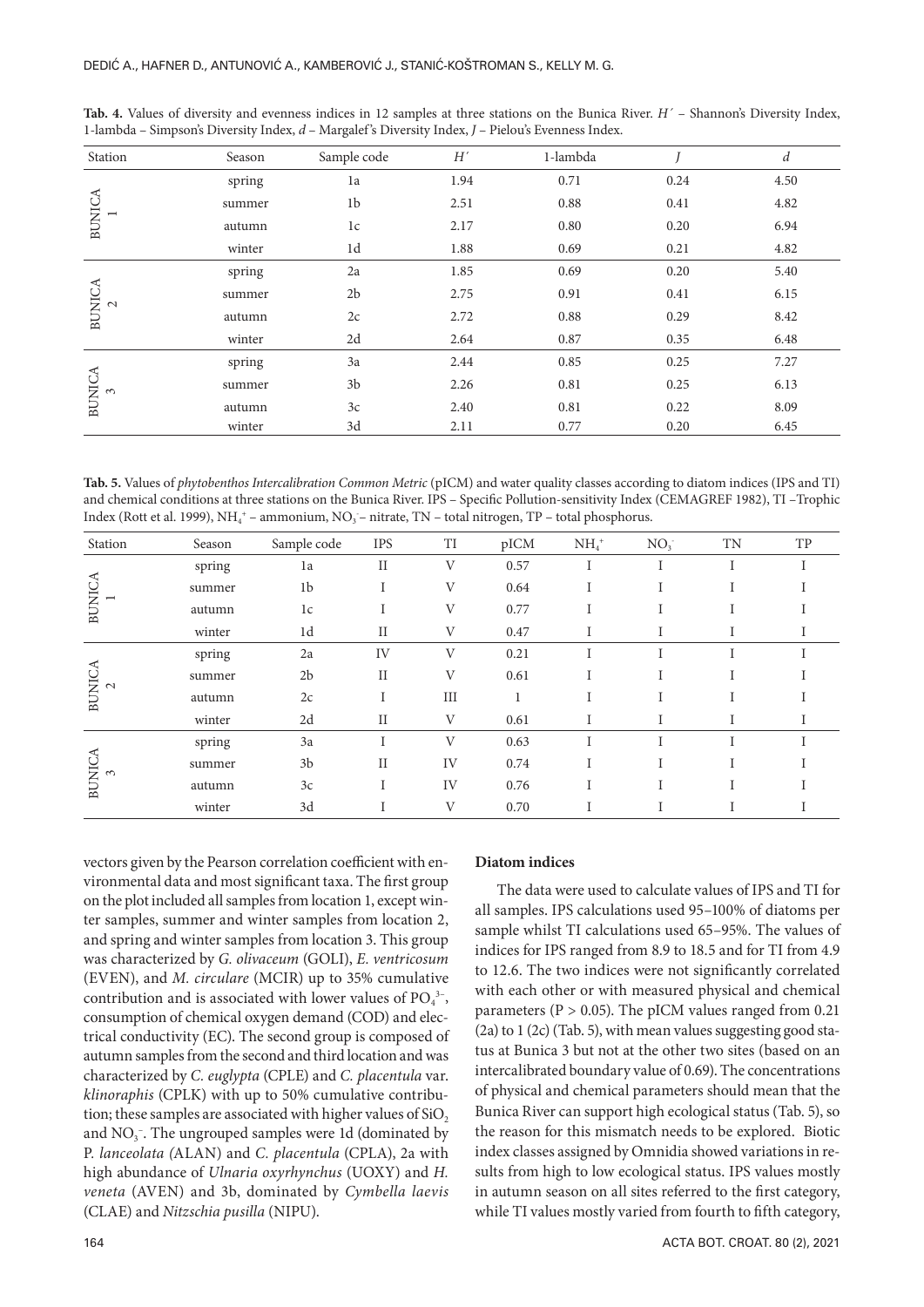**Tab. 4.** Values of diversity and evenness indices in 12 samples at three stations on the Bunica River. *H´* – Shannon's Diversity Index, 1-lambda – Simpson's Diversity Index, *d* – Margalef's Diversity Index, *J* – Pielou's Evenness Index.

| Station | Season | Sample code | *H´* | 1-lambda | *J* | *d* |
|---|---|---|---|---|---|---|
| BUNICA 1 | spring | 1a | 1.94 | 0.71 | 0.24 | 4.50 |
| | summer | 1b | 2.51 | 0.88 | 0.41 | 4.82 |
| | autumn | 1c | 2.17 | 0.80 | 0.20 | 6.94 |
| | winter | 1d | 1.88 | 0.69 | 0.21 | 4.82 |
| BUNICA 2 | spring | 2a | 1.85 | 0.69 | 0.20 | 5.40 |
| | summer | 2b | 2.75 | 0.91 | 0.41 | 6.15 |
| | autumn | 2c | 2.72 | 0.88 | 0.29 | 8.42 |
| | winter | 2d | 2.64 | 0.87 | 0.35 | 6.48 |
| BUNICA 3 | spring | 3a | 2.44 | 0.85 | 0.25 | 7.27 |
| | summer | 3b | 2.26 | 0.81 | 0.25 | 6.13 |
| | autumn | 3c | 2.40 | 0.81 | 0.22 | 8.09 |
| | winter | 3d | 2.11 | 0.77 | 0.20 | 6.45 |

**Tab. 5.** Values of *phytobenthos Intercalibration Common Metric* (pICM) and water quality classes according to diatom indices (IPS and TI) and chemical conditions at three stations on the Bunica River. IPS – Specific Pollution-sensitivity Index (CEMAGREF 1982), TI –Trophic Index (Rott et al. 1999), $NH_4^+$ – ammonium, $NO_3^-$ – nitrate, TN – total nitrogen, TP – total phosphorus.

| Station | Season | Sample code | IPS | TI | pICM | $NH_4^+$ | $NO_3^-$ | TN | TP |
|---|---|---|---|---|---|---|---|---|---|
| BUNICA 1 | spring | 1a | II | V | 0.57 | I | I | I | I |
| | summer | 1b | I | V | 0.64 | I | I | I | I |
| | autumn | 1c | I | V | 0.77 | I | I | I | I |
| | winter | 1d | II | V | 0.47 | I | I | I | I |
| BUNICA 2 | spring | 2a | IV | V | 0.21 | I | I | I | I |
| | summer | 2b | II | V | 0.61 | I | I | I | I |
| | autumn | 2c | I | III | 1 | I | I | I | I |
| | winter | 2d | II | V | 0.61 | I | I | I | I |
| BUNICA 3 | spring | 3a | I | V | 0.63 | I | I | I | I |
| | summer | 3b | II | IV | 0.74 | I | I | I | I |
| | autumn | 3c | I | IV | 0.76 | I | I | I | I |
| | winter | 3d | I | V | 0.70 | I | I | I | I |

vectors given by the Pearson correlation coefficient with environmental data and most significant taxa. The first group on the plot included all samples from location 1, except winter samples, summer and winter samples from location 2, and spring and winter samples from location 3. This group was characterized by *G. olivaceum* (GOLI), *E. ventricosum* (EVEN), and *M. circulare* (MCIR) up to 35% cumulative contribution and is associated with lower values of $PO_4^{3-}$, consumption of chemical oxygen demand (COD) and electrical conductivity (EC). The second group is composed of autumn samples from the second and third location and was characterized by *C. euglypta* (CPLE) and *C. placentula* var. *klinoraphis* (CPLK) with up to 50% cumulative contribution; these samples are associated with higher values of $SiO_2$ and $NO_3^-$. The ungrouped samples were 1d (dominated by *P. lanceolata (*ALAN) and *C. placentula* (CPLA), 2a with high abundance of *Ulnaria oxyrhynchus* (UOXY) and *H. veneta* (AVEN) and 3b, dominated by *Cymbella laevis* (CLAE) and *Nitzschia pusilla* (NIPU).

## Diatom indices

The data were used to calculate values of IPS and TI for all samples. IPS calculations used 95–100% of diatoms per sample whilst TI calculations used 65–95%. The values of indices for IPS ranged from 8.9 to 18.5 and for TI from 4.9 to 12.6. The two indices were not significantly correlated with each other or with measured physical and chemical parameters ($P > 0.05$). The pICM values ranged from 0.21 (2a) to 1 (2c) (Tab. 5), with mean values suggesting good status at Bunica 3 but not at the other two sites (based on an intercalibrated boundary value of 0.69). The concentrations of physical and chemical parameters should mean that the Bunica River can support high ecological status (Tab. 5), so the reason for this mismatch needs to be explored. Biotic index classes assigned by Omnidia showed variations in results from high to low ecological status. IPS values mostly in autumn season on all sites referred to the first category, while TI values mostly varied from fourth to fifth category,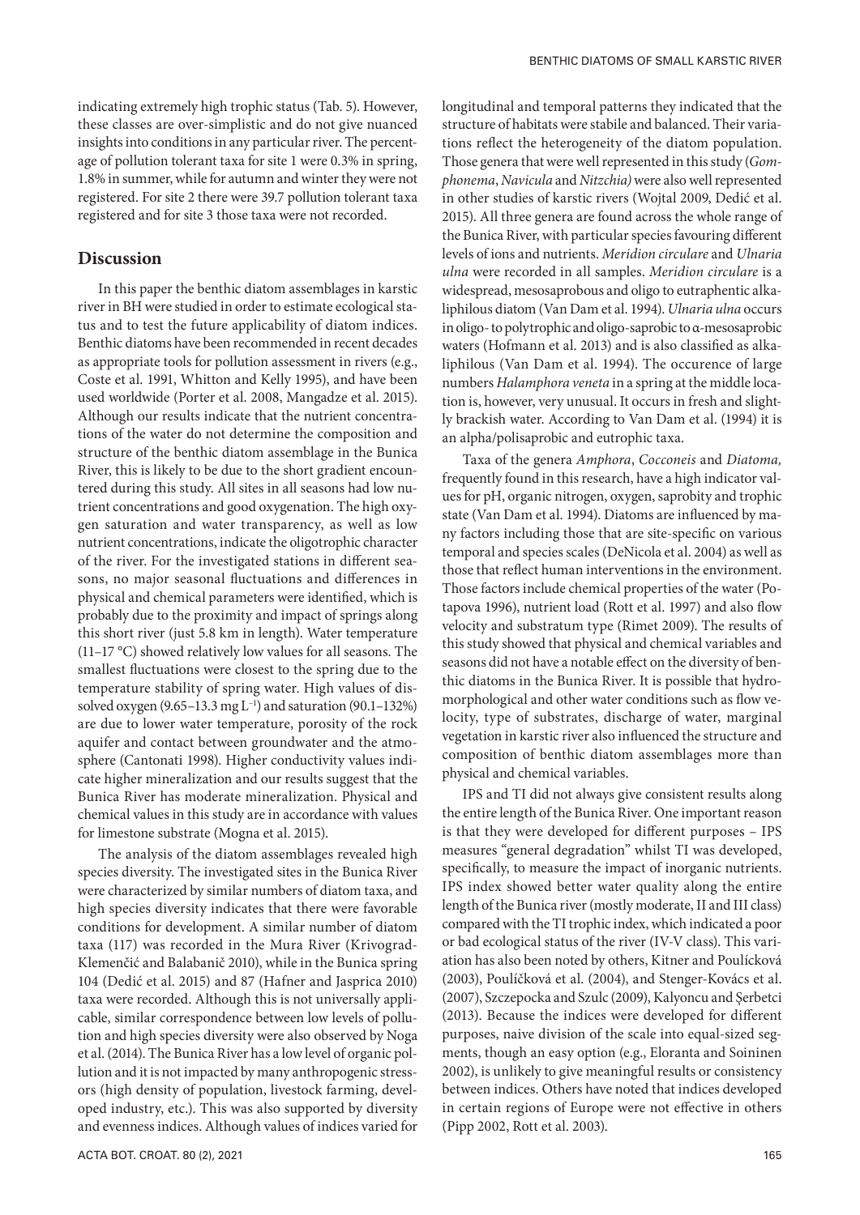indicating extremely high trophic status (Tab. 5). However, these classes are over-simplistic and do not give nuanced insights into conditions in any particular river. The percentage of pollution tolerant taxa for site 1 were 0.3% in spring, 1.8% in summer, while for autumn and winter they were not registered. For site 2 there were 39.7 pollution tolerant taxa registered and for site 3 those taxa were not recorded.

## Discussion

In this paper the benthic diatom assemblages in karstic river in BH were studied in order to estimate ecological status and to test the future applicability of diatom indices. Benthic diatoms have been recommended in recent decades as appropriate tools for pollution assessment in rivers (e.g., Coste et al. 1991, Whitton and Kelly 1995), and have been used worldwide (Porter et al. 2008, Mangadze et al. 2015). Although our results indicate that the nutrient concentrations of the water do not determine the composition and structure of the benthic diatom assemblage in the Bunica River, this is likely to be due to the short gradient encountered during this study. All sites in all seasons had low nutrient concentrations and good oxygenation. The high oxygen saturation and water transparency, as well as low nutrient concentrations, indicate the oligotrophic character of the river. For the investigated stations in different seasons, no major seasonal fluctuations and differences in physical and chemical parameters were identified, which is probably due to the proximity and impact of springs along this short river (just 5.8 km in length). Water temperature (11–17 °C) showed relatively low values for all seasons. The smallest fluctuations were closest to the spring due to the temperature stability of spring water. High values of dissolved oxygen (9.65–13.3 mg $L^{-1}$) and saturation (90.1–132%) are due to lower water temperature, porosity of the rock aquifer and contact between groundwater and the atmosphere (Cantonati 1998). Higher conductivity values indicate higher mineralization and our results suggest that the Bunica River has moderate mineralization. Physical and chemical values in this study are in accordance with values for limestone substrate (Mogna et al. 2015).

The analysis of the diatom assemblages revealed high species diversity. The investigated sites in the Bunica River were characterized by similar numbers of diatom taxa, and high species diversity indicates that there were favorable conditions for development. A similar number of diatom taxa (117) was recorded in the Mura River (Krivograd-Klemenčić and Balabanič 2010), while in the Bunica spring 104 (Dedić et al. 2015) and 87 (Hafner and Jasprica 2010) taxa were recorded. Although this is not universally applicable, similar correspondence between low levels of pollution and high species diversity were also observed by Noga et al. (2014). The Bunica River has a low level of organic pollution and it is not impacted by many anthropogenic stressors (high density of population, livestock farming, developed industry, etc.). This was also supported by diversity and evenness indices. Although values of indices varied for longitudinal and temporal patterns they indicated that the structure of habitats were stabile and balanced. Their variations reflect the heterogeneity of the diatom population. Those genera that were well represented in this study (*Gomphonema*, *Navicula* and *Nitzchia)* were also well represented in other studies of karstic rivers (Wojtal 2009, Dedić et al. 2015). All three genera are found across the whole range of the Bunica River, with particular species favouring different levels of ions and nutrients. *Meridion circulare* and *Ulnaria ulna* were recorded in all samples. *Meridion circulare* is a widespread, mesosaprobous and oligo to eutraphentic alkaliphilous diatom (Van Dam et al. 1994). *Ulnaria ulna* occurs in oligo- to polytrophic and oligo-saprobic to α-mesosaprobic waters (Hofmann et al. 2013) and is also classified as alkaliphilous (Van Dam et al. 1994). The occurence of large numbers *Halamphora veneta* in a spring at the middle location is, however, very unusual. It occurs in fresh and slightly brackish water. According to Van Dam et al. (1994) it is an alpha/polisaprobic and eutrophic taxa.

Taxa of the genera *Amphora*, *Cocconeis* and *Diatoma,* frequently found in this research, have a high indicator values for pH, organic nitrogen, oxygen, saprobity and trophic state (Van Dam et al. 1994). Diatoms are influenced by many factors including those that are site-specific on various temporal and species scales (DeNicola et al. 2004) as well as those that reflect human interventions in the environment. Those factors include chemical properties of the water (Potapova 1996), nutrient load (Rott et al. 1997) and also flow velocity and substratum type (Rimet 2009). The results of this study showed that physical and chemical variables and seasons did not have a notable effect on the diversity of benthic diatoms in the Bunica River. It is possible that hydromorphological and other water conditions such as flow velocity, type of substrates, discharge of water, marginal vegetation in karstic river also influenced the structure and composition of benthic diatom assemblages more than physical and chemical variables.

IPS and TI did not always give consistent results along the entire length of the Bunica River. One important reason is that they were developed for different purposes – IPS measures "general degradation" whilst TI was developed, specifically, to measure the impact of inorganic nutrients. IPS index showed better water quality along the entire length of the Bunica river (mostly moderate, II and III class) compared with the TI trophic index, which indicated a poor or bad ecological status of the river (IV-V class). This variation has also been noted by others, Kitner and Poulícková (2003), Poulíčková et al. (2004), and Stenger-Kovács et al. (2007), Szczepocka and Szulc (2009), Kalyoncu and Şerbetci (2013). Because the indices were developed for different purposes, naive division of the scale into equal-sized segments, though an easy option (e.g., Eloranta and Soininen 2002), is unlikely to give meaningful results or consistency between indices. Others have noted that indices developed in certain regions of Europe were not effective in others (Pipp 2002, Rott et al. 2003).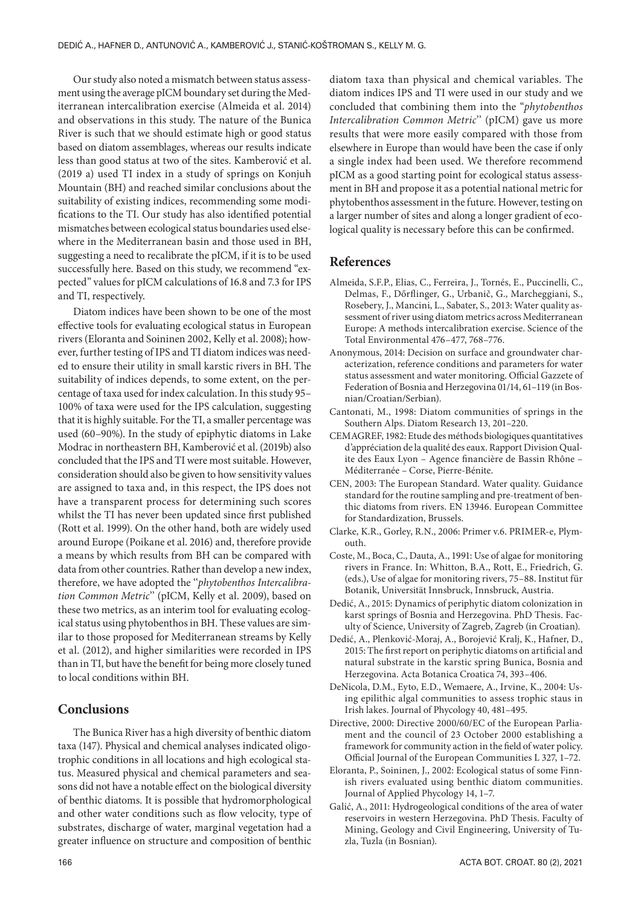Our study also noted a mismatch between status assessment using the average pICM boundary set during the Mediterranean intercalibration exercise (Almeida et al. 2014) and observations in this study. The nature of the Bunica River is such that we should estimate high or good status based on diatom assemblages, whereas our results indicate less than good status at two of the sites. Kamberović et al. (2019 a) used TI index in a study of springs on Konjuh Mountain (BH) and reached similar conclusions about the suitability of existing indices, recommending some modifications to the TI. Our study has also identified potential mismatches between ecological status boundaries used elsewhere in the Mediterranean basin and those used in BH, suggesting a need to recalibrate the pICM, if it is to be used successfully here. Based on this study, we recommend "expected" values for pICM calculations of 16.8 and 7.3 for IPS and TI, respectively.

Diatom indices have been shown to be one of the most effective tools for evaluating ecological status in European rivers (Eloranta and Soininen 2002, Kelly et al. 2008); however, further testing of IPS and TI diatom indices was needed to ensure their utility in small karstic rivers in BH. The suitability of indices depends, to some extent, on the percentage of taxa used for index calculation. In this study 95–100% of taxa were used for the IPS calculation, suggesting that it is highly suitable. For the TI, a smaller percentage was used (60–90%). In the study of epiphytic diatoms in Lake Modrac in northeastern BH, Kamberović et al. (2019b) also concluded that the IPS and TI were most suitable. However, consideration should also be given to how sensitivity values are assigned to taxa and, in this respect, the IPS does not have a transparent process for determining such scores whilst the TI has never been updated since first published (Rott et al. 1999). On the other hand, both are widely used around Europe (Poikane et al. 2016) and, therefore provide a means by which results from BH can be compared with data from other countries. Rather than develop a new index, therefore, we have adopted the "*phytobenthos Intercalibration Common Metric*" (pICM, Kelly et al. 2009), based on these two metrics, as an interim tool for evaluating ecological status using phytobenthos in BH. These values are similar to those proposed for Mediterranean streams by Kelly et al. (2012), and higher similarities were recorded in IPS than in TI, but have the benefit for being more closely tuned to local conditions within BH.

## Conclusions

The Bunica River has a high diversity of benthic diatom taxa (147). Physical and chemical analyses indicated oligotrophic conditions in all locations and high ecological status. Measured physical and chemical parameters and seasons did not have a notable effect on the biological diversity of benthic diatoms. It is possible that hydromorphological and other water conditions such as flow velocity, type of substrates, discharge of water, marginal vegetation had a greater influence on structure and composition of benthic diatom taxa than physical and chemical variables. The diatom indices IPS and TI were used in our study and we concluded that combining them into the "*phytobenthos Intercalibration Common Metric*" (pICM) gave us more results that were more easily compared with those from elsewhere in Europe than would have been the case if only a single index had been used. We therefore recommend pICM as a good starting point for ecological status assessment in BH and propose it as a potential national metric for phytobenthos assessment in the future. However, testing on a larger number of sites and along a longer gradient of ecological quality is necessary before this can be confirmed.

## References

Almeida, S.F.P., Elias, C., Ferreira, J., Tornés, E., Puccinelli, C., Delmas, F., Dőrflinger, G., Urbanič, G., Marcheggiani, S., Rosebery, J., Mancini, L., Sabater, S., 2013: Water quality assessment of river using diatom metrics across Mediterranean Europe: A methods intercalibration exercise. Science of the Total Environmental 476–477, 768–776.

Anonymous, 2014: Decision on surface and groundwater characterization, reference conditions and parameters for water status assessment and water monitoring. Official Gazzete of Federation of Bosnia and Herzegovina 01/14, 61–119 (in Bosnian/Croatian/Serbian).

Cantonati, M., 1998: Diatom communities of springs in the Southern Alps. Diatom Research 13, 201–220.

CEMAGREF, 1982: Etude des méthods biologiques quantitatives d'appréciation de la qualité des eaux. Rapport Division Qualite des Eaux Lyon – Agence financière de Bassin Rhône – Méditerranée – Corse, Pierre-Bénite.

CEN, 2003: The European Standard. Water quality. Guidance standard for the routine sampling and pre-treatment of benthic diatoms from rivers. EN 13946. European Committee for Standardization, Brussels.

Clarke, K.R., Gorley, R.N., 2006: Primer v.6. PRIMER-e, Plymouth.

Coste, M., Boca, C., Dauta, A., 1991: Use of algae for monitoring rivers in France. In: Whitton, B.A., Rott, E., Friedrich, G. (eds.), Use of algae for monitoring rivers, 75–88. Institut für Botanik, Universität Innsbruck, Innsbruck, Austria.

Dedić, A., 2015: Dynamics of periphytic diatom colonization in karst springs of Bosnia and Herzegovina. PhD Thesis. Faculty of Science, University of Zagreb, Zagreb (in Croatian).

Dedić, A., Plenković-Moraj, A., Borojević Kralj, K., Hafner, D., 2015: The first report on periphytic diatoms on artificial and natural substrate in the karstic spring Bunica, Bosnia and Herzegovina. Acta Botanica Croatica 74, 393–406.

DeNicola, D.M., Eyto, E.D., Wemaere, A., Irvine, K., 2004: Using epilithic algal communities to assess trophic staus in Irish lakes. Journal of Phycology 40, 481–495.

Directive, 2000: Directive 2000/60/EC of the European Parliament and the council of 23 October 2000 establishing a framework for community action in the field of water policy. Official Journal of the European Communities L 327, 1–72.

Eloranta, P., Soininen, J., 2002: Ecological status of some Finnish rivers evaluated using benthic diatom communities. Journal of Applied Phycology 14, 1–7.

Galić, A., 2011: Hydrogeological conditions of the area of water reservoirs in western Herzegovina. PhD Thesis. Faculty of Mining, Geology and Civil Engineering, University of Tuzla, Tuzla (in Bosnian).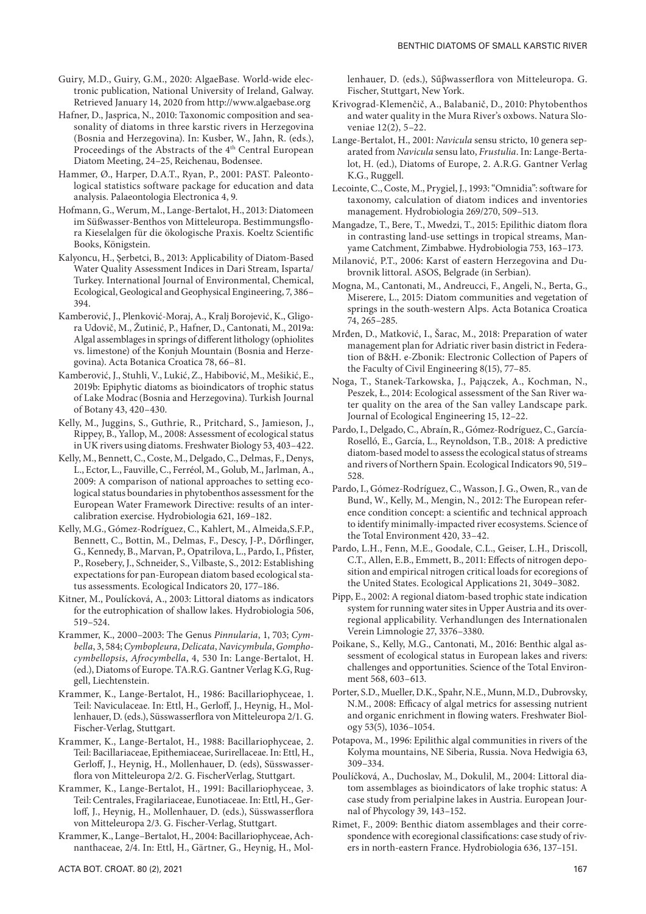Guiry, M.D., Guiry, G.M., 2020: AlgaeBase. World-wide electronic publication, National University of Ireland, Galway. Retrieved January 14, 2020 from http://www.algaebase.org

Hafner, D., Jasprica, N., 2010: Taxonomic composition and seasonality of diatoms in three karstic rivers in Herzegovina (Bosnia and Herzegovina). In: Kusber, W., Jahn, R. (eds.), Proceedings of the Abstracts of the 4th Central European Diatom Meeting, 24–25, Reichenau, Bodensee.

Hammer, Ø., Harper, D.A.T., Ryan, P., 2001: PAST. Paleontological statistics software package for education and data analysis. Palaeontologia Electronica 4, 9.

Hofmann, G., Werum, M., Lange-Bertalot, H., 2013: Diatomeen im Süßwasser-Benthos von Mitteleuropa. Bestimmungsflora Kieselalgen für die ökologische Praxis. Koeltz Scientific Books, Königstein.

Kalyoncu, H., Şerbetci, B., 2013: Applicability of Diatom-Based Water Quality Assessment Indices in Dari Stream, Isparta/Turkey. International Journal of Environmental, Chemical, Ecological, Geological and Geophysical Engineering, 7, 386–394.

Kamberović, J., Plenković-Moraj, A., Kralj Borojević, K., Gligora Udovič, M., Žutinić, P., Hafner, D., Cantonati, M., 2019a: Algal assemblages in springs of different lithology (ophiolites vs. limestone) of the Konjuh Mountain (Bosnia and Herzegovina). Acta Botanica Croatica 78, 66–81.

Kamberović, J., Stuhli, V., Lukić, Z., Habibović, M., Mešikić, E., 2019b: Epiphytic diatoms as bioindicators of trophic status of Lake Modrac (Bosnia and Herzegovina). Turkish Journal of Botany 43, 420–430.

Kelly, M., Juggins, S., Guthrie, R., Pritchard, S., Jamieson, J., Rippey, B., Yallop, M., 2008: Assessment of ecological status in UK rivers using diatoms. Freshwater Biology 53, 403–422.

Kelly, M., Bennett, C., Coste, M., Delgado, C., Delmas, F., Denys, L., Ector, L., Fauville, C., Ferréol, M., Golub, M., Jarlman, A., 2009: A comparison of national approaches to setting ecological status boundaries in phytobenthos assessment for the European Water Framework Directive: results of an intercalibration exercise. Hydrobiologia 621, 169–182.

Kelly, M.G., Gómez-Rodríguez, C., Kahlert, M., Almeida,S.F.P., Bennett, C., Bottin, M., Delmas, F., Descy, J-P., Dőrflinger, G., Kennedy, B., Marvan, P., Opatrilova, L., Pardo, I., Pfister, P., Rosebery, J., Schneider, S., Vilbaste, S., 2012: Establishing expectations for pan-European diatom based ecological status assessments. Ecological Indicators 20, 177–186.

Kitner, M., Poulícková, A., 2003: Littoral diatoms as indicators for the eutrophication of shallow lakes. Hydrobiologia 506, 519–524.

Krammer, K., 2000–2003: The Genus *Pinnularia*, 1, 703; *Cymbella*, 3, 584; *Cymbopleura*, *Delicata*, *Navicymbula*, *Gomphocymbellopsis*, *Afrocymbella*, 4, 530 In: Lange-Bertalot, H. (ed.), Diatoms of Europe. TA.R.G. Gantner Verlag K.G, Ruggell, Liechtenstein.

Krammer, K., Lange-Bertalot, H., 1986: Bacillariophyceae, 1. Teil: Naviculaceae. In: Ettl, H., Gerloff, J., Heynig, H., Mollenhauer, D. (eds.), Süsswasserflora von Mitteleuropa 2/1. G. Fischer-Verlag, Stuttgart.

Krammer, K., Lange-Bertalot, H., 1988: Bacillariophyceae, 2. Teil: Bacillariaceae, Epithemiaceae, Surirellaceae. In: Ettl, H., Gerloff, J., Heynig, H., Mollenhauer, D. (eds), Süsswasserflora von Mitteleuropa 2/2. G. FischerVerlag, Stuttgart.

Krammer, K., Lange-Bertalot, H., 1991: Bacillariophyceae, 3. Teil: Centrales, Fragilariaceae, Eunotiaceae. In: Ettl, H., Gerloff, J., Heynig, H., Mollenhauer, D. (eds.), Süsswasserflora von Mitteleuropa 2/3. G. Fischer-Verlag, Stuttgart.

Krammer, K., Lange–Bertalot, H., 2004: Bacillariophyceae, Achnanthaceae, 2/4. In: Ettl, H., Gärtner, G., Heynig, H., Mollenhauer, D. (eds.), Sűβwasserflora von Mitteleuropa. G. Fischer, Stuttgart, New York.

Krivograd-Klemenčič, A., Balabanič, D., 2010: Phytobenthos and water quality in the Mura River's oxbows. Natura Sloveniae 12(2), 5–22.

Lange-Bertalot, H., 2001: *Navicula* sensu stricto, 10 genera separated from *Navicula* sensu lato, *Frustulia*. In: Lange-Bertalot, H. (ed.), Diatoms of Europe, 2. A.R.G. Gantner Verlag K.G., Ruggell.

Lecointe, C., Coste, M., Prygiel, J., 1993: "Omnidia": software for taxonomy, calculation of diatom indices and inventories management. Hydrobiologia 269/270, 509–513.

Mangadze, T., Bere, T., Mwedzi, T., 2015: Epilithic diatom flora in contrasting land-use settings in tropical streams, Manyame Catchment, Zimbabwe. Hydrobiologia 753, 163–173.

Milanović, P.T., 2006: Karst of eastern Herzegovina and Dubrovnik littoral. ASOS, Belgrade (in Serbian).

Mogna, M., Cantonati, M., Andreucci, F., Angeli, N., Berta, G., Miserere, L., 2015: Diatom communities and vegetation of springs in the south-western Alps. Acta Botanica Croatica 74, 265–285.

Mrđen, D., Matković, I., Šarac, M., 2018: Preparation of water management plan for Adriatic river basin district in Federation of B&H. e-Zbonik: Electronic Collection of Papers of the Faculty of Civil Engineering 8(15), 77–85.

Noga, T., Stanek-Tarkowska, J., Pajączek, A., Kochman, N., Peszek, Ł., 2014: Ecological assessment of the San River water quality on the area of the San valley Landscape park. Journal of Ecological Engineering 15, 12–22.

Pardo, I., Delgado, C., Abraín, R., Gómez-Rodríguez, C., García-Roselló, E., García, L., Reynoldson, T.B., 2018: A predictive diatom-based model to assess the ecological status of streams and rivers of Northern Spain. Ecological Indicators 90, 519–528.

Pardo, I., Gómez-Rodríguez, C., Wasson, J. G., Owen, R., van de Bund, W., Kelly, M., Mengin, N., 2012: The European reference condition concept: a scientific and technical approach to identify minimally-impacted river ecosystems. Science of the Total Environment 420, 33–42.

Pardo, L.H., Fenn, M.E., Goodale, C.L., Geiser, L.H., Driscoll, C.T., Allen, E.B., Emmett, B., 2011: Effects of nitrogen deposition and empirical nitrogen critical loads for ecoregions of the United States. Ecological Applications 21, 3049–3082.

Pipp, E., 2002: A regional diatom-based trophic state indication system for running water sites in Upper Austria and its overregional applicability. Verhandlungen des Internationalen Verein Limnologie 27, 3376–3380.

Poikane, S., Kelly, M.G., Cantonati, M., 2016: Benthic algal assessment of ecological status in European lakes and rivers: challenges and opportunities. Science of the Total Environment 568, 603–613.

Porter, S.D., Mueller, D.K., Spahr, N.E., Munn, M.D., Dubrovsky, N.M., 2008: Efficacy of algal metrics for assessing nutrient and organic enrichment in flowing waters. Freshwater Biology 53(5), 1036–1054.

Potapova, M., 1996: Epilithic algal communities in rivers of the Kolyma mountains, NE Siberia, Russia. Nova Hedwigia 63, 309–334.

Poulíčková, A., Duchoslav, M., Dokulil, M., 2004: Littoral diatom assemblages as bioindicators of lake trophic status: A case study from perialpine lakes in Austria. European Journal of Phycology 39, 143–152.

Rimet, F., 2009: Benthic diatom assemblages and their correspondence with ecoregional classifications: case study of rivers in north-eastern France. Hydrobiologia 636, 137–151.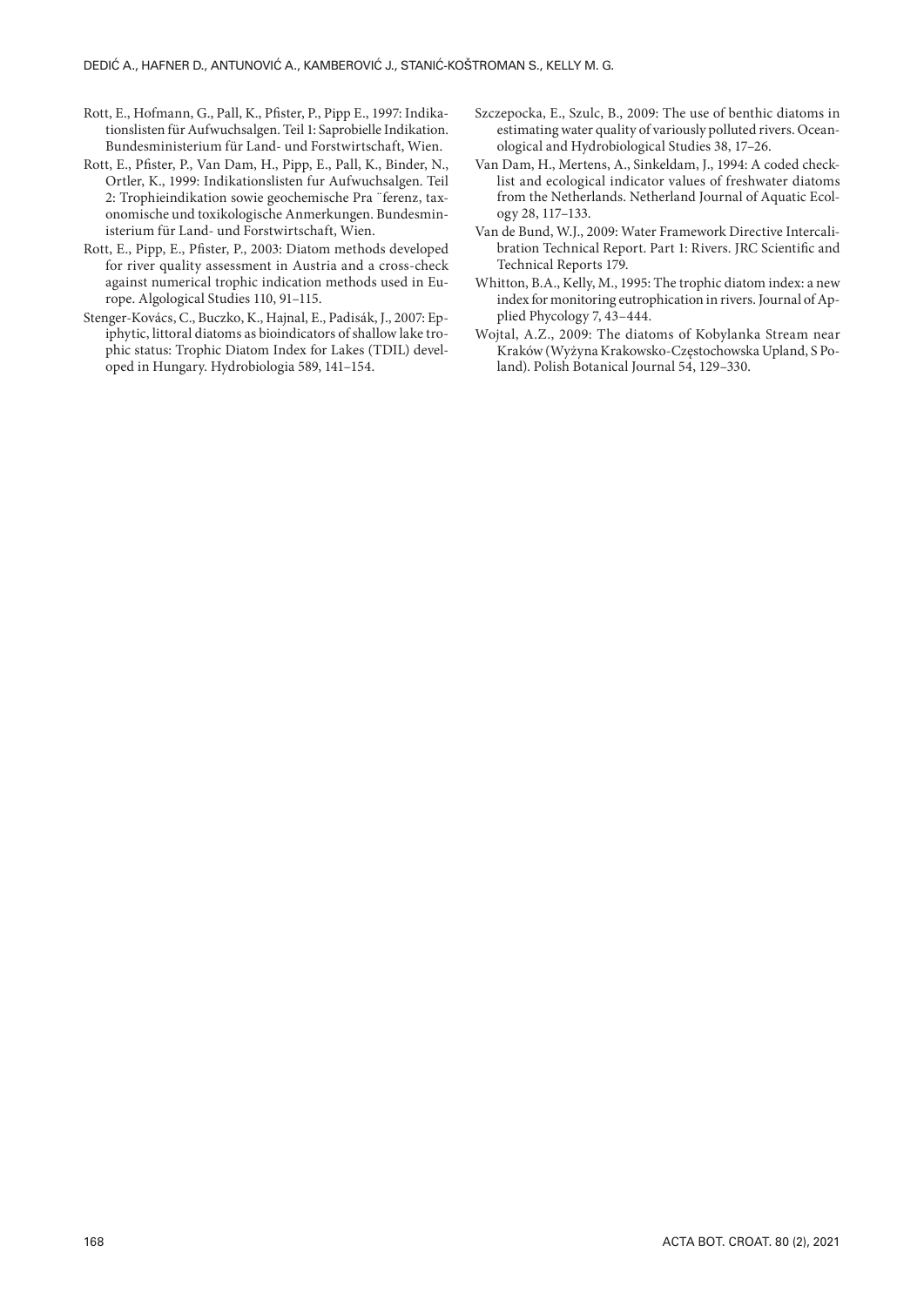Rott, E., Hofmann, G., Pall, K., Pfister, P., Pipp E., 1997: Indikationslisten für Aufwuchsalgen. Teil 1: Saprobielle Indikation. Bundesministerium für Land- und Forstwirtschaft, Wien.

Rott, E., Pfister, P., Van Dam, H., Pipp, E., Pall, K., Binder, N., Ortler, K., 1999: Indikationslisten fur Aufwuchsalgen. Teil 2: Trophieindikation sowie geochemische Pra ¨ferenz, taxonomische und toxikologische Anmerkungen. Bundesministerium für Land- und Forstwirtschaft, Wien.

Rott, E., Pipp, E., Pfister, P., 2003: Diatom methods developed for river quality assessment in Austria and a cross-check against numerical trophic indication methods used in Europe. Algological Studies 110, 91–115.

Stenger-Kovács, C., Buczko, K., Hajnal, E., Padisák, J., 2007: Epiphytic, littoral diatoms as bioindicators of shallow lake trophic status: Trophic Diatom Index for Lakes (TDIL) developed in Hungary. Hydrobiologia 589, 141–154.

Szczepocka, E., Szulc, B., 2009: The use of benthic diatoms in estimating water quality of variously polluted rivers. Oceanological and Hydrobiological Studies 38, 17–26.

Van Dam, H., Mertens, A., Sinkeldam, J., 1994: A coded checklist and ecological indicator values of freshwater diatoms from the Netherlands. Netherland Journal of Aquatic Ecology 28, 117–133.

Van de Bund, W.J., 2009: Water Framework Directive Intercalibration Technical Report. Part 1: Rivers. JRC Scientific and Technical Reports 179.

Whitton, B.A., Kelly, M., 1995: The trophic diatom index: a new index for monitoring eutrophication in rivers. Journal of Applied Phycology 7, 43–444.

Wojtal, A.Z., 2009: The diatoms of Kobylanka Stream near Kraków (Wyżyna Krakowsko-Częstochowska Upland, S Poland). Polish Botanical Journal 54, 129–330.